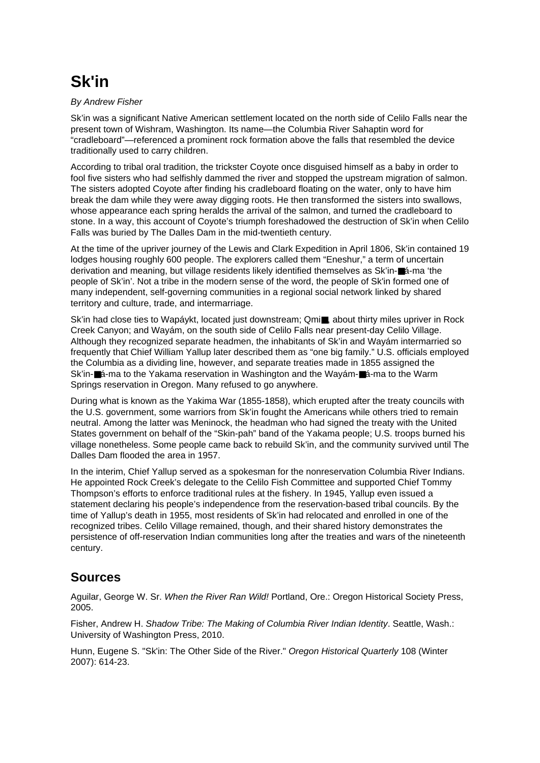# Sk'in

*By Andrew Fisher*

Sk'in was a significant Native American settlement located on the north side of Celilo Falls near the present town of Wishram, Washington. Its name—the Columbia River Sahaptin word for "cradleboard"—referenced a prominent rock formation above the falls that resembled the device traditionally used to carry children.

According to tribal oral tradition, the trickster Coyote once disguised himself as a baby in order to fool five sisters who had selfishly dammed the river and stopped the upstream migration of salmon. The sisters adopted Coyote after finding his cradleboard floating on the water, only to have him break the dam while they were away digging roots. He then transformed the sisters into swallows, whose appearance each spring heralds the arrival of the salmon, and turned the cradleboard to stone. In a way, this account of Coyote's triumph foreshadowed the destruction of Sk'in when Celilo Falls was buried by The Dalles Dam in the mid-twentieth century.

At the time of the upriver journey of the Lewis and Clark Expedition in April 1806, Sk'in contained 19 lodges housing roughly 600 people. The explorers called them "Eneshur," a term of uncertain derivation and meaning, but village residents likely identified themselves as Sk'in-■á-ma 'the people of Sk'in'. Not a tribe in the modern sense of the word, the people of Sk'in formed one of many independent, self-governing communities in a regional social network linked by shared territory and culture, trade, and intermarriage.

Sk'in had close ties to Wapáykt, located just downstream; Qmi■, about thirty miles upriver in Rock Creek Canyon; and Wayám, on the south side of Celilo Falls near present-day Celilo Village. Although they recognized separate headmen, the inhabitants of Sk'in and Wayám intermarried so frequently that Chief William Yallup later described them as "one big family." U.S. officials employed the Columbia as a dividing line, however, and separate treaties made in 1855 assigned the Sk'in-■á-ma to the Yakama reservation in Washington and the Wayám-■á-ma to the Warm Springs reservation in Oregon. Many refused to go anywhere.

During what is known as the Yakima War (1855-1858), which erupted after the treaty councils with the U.S. government, some warriors from Sk'in fought the Americans while others tried to remain neutral. Among the latter was Meninock, the headman who had signed the treaty with the United States government on behalf of the "Skin-pah" band of the Yakama people; U.S. troops burned his village nonetheless. Some people came back to rebuild Sk'in, and the community survived until The Dalles Dam flooded the area in 1957.

In the interim, Chief Yallup served as a spokesman for the nonreservation Columbia River Indians. He appointed Rock Creek's delegate to the Celilo Fish Committee and supported Chief Tommy Thompson's efforts to enforce traditional rules at the fishery. In 1945, Yallup even issued a statement declaring his people's independence from the reservation-based tribal councils. By the time of Yallup's death in 1955, most residents of Sk'in had relocated and enrolled in one of the recognized tribes. Celilo Village remained, though, and their shared history demonstrates the persistence of off-reservation Indian communities long after the treaties and wars of the nineteenth century.

## Sources

Aguilar, George W. Sr. *When the River Ran Wild!* Portland, Ore.: Oregon Historical Society Press, 2005.

Fisher, Andrew H. *Shadow Tribe: The Making of Columbia River Indian Identity*. Seattle, Wash.: University of Washington Press, 2010.

Hunn, Eugene S. "Sk'in: The Other Side of the River." *Oregon Historical Quarterly* 108 (Winter 2007): 614-23.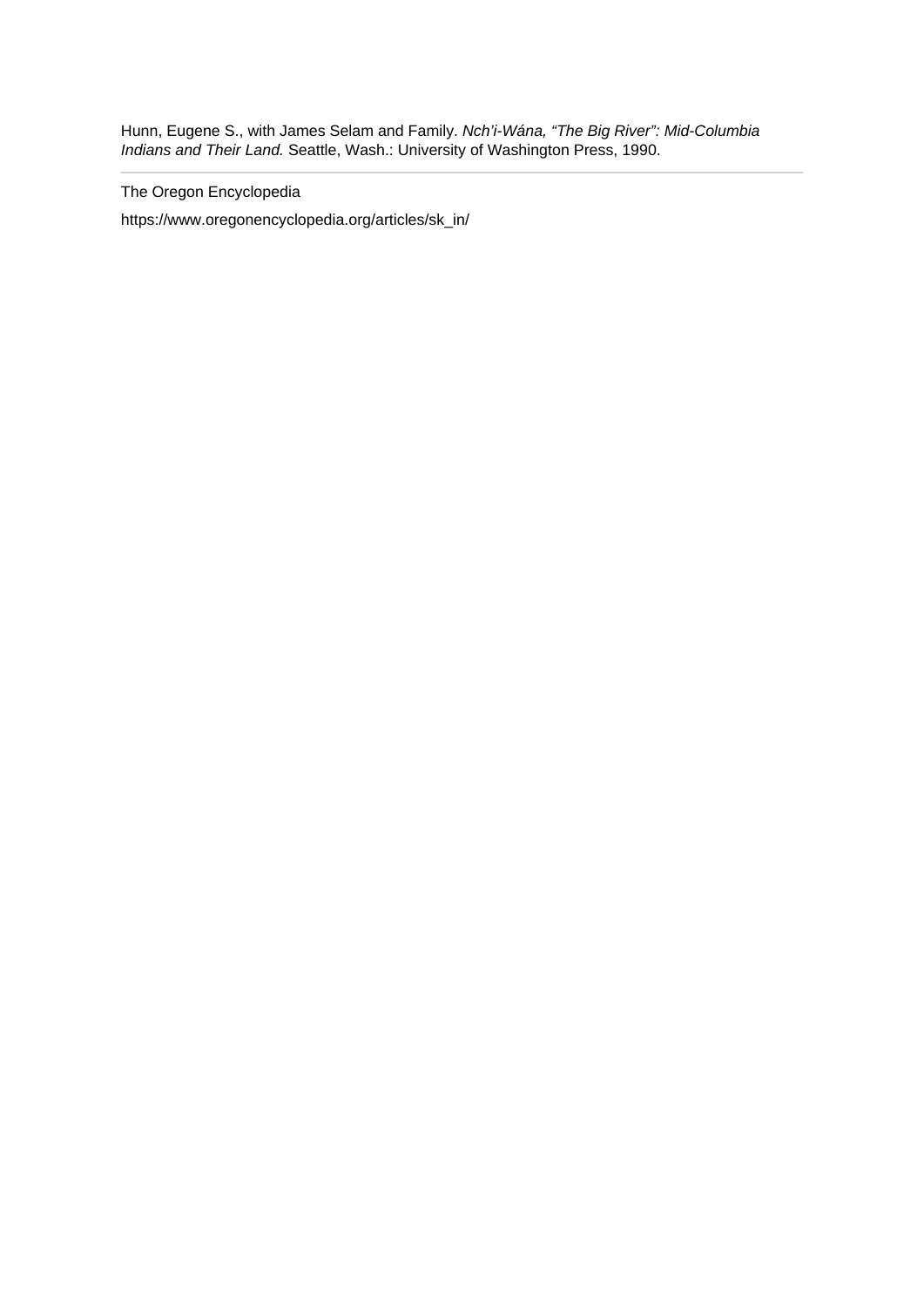Hunn, Eugene S., with James Selam and Family. *Nch'i-Wána, "The Big River": Mid-Columbia Indians and Their Land.* Seattle, Wash.: University of Washington Press, 1990.

---

The Oregon Encyclopedia

https://www.oregonencyclopedia.org/articles/sk_in/